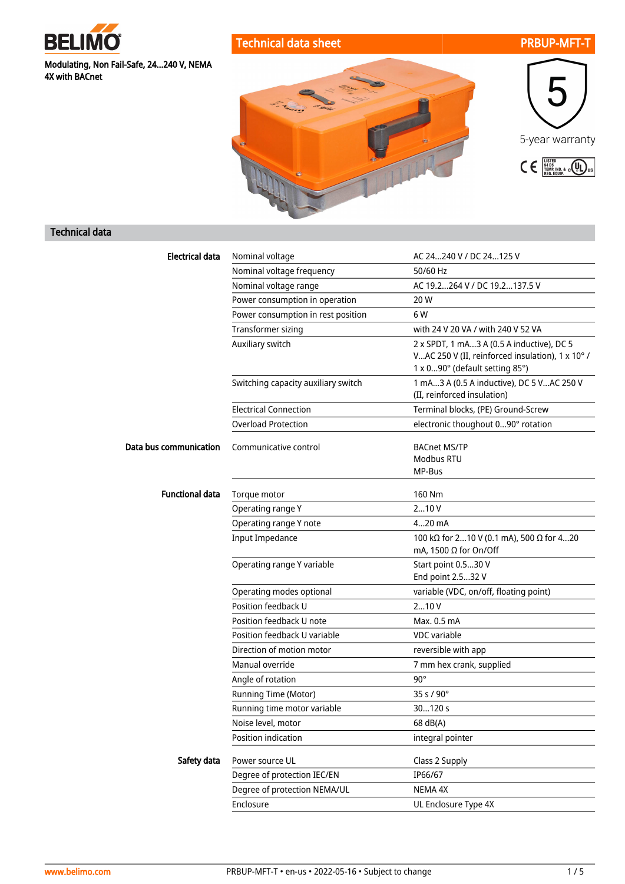BELIMO

Modulating, Non Fail-Safe, 24...240 V, NEMA 4X with BACnet

# Technical data sheet PRBUP-MFT-T

5-year warranty

## Technical data

| | | |
|---|---|---|
| **Electrical data** | Nominal voltage | AC 24...240 V / DC 24...125 V |
| | Nominal voltage frequency | 50/60 Hz |
| | Nominal voltage range | AC 19.2...264 V / DC 19.2...137.5 V |
| | Power consumption in operation | 20 W |
| | Power consumption in rest position | 6 W |
| | Transformer sizing | with 24 V 20 VA / with 240 V 52 VA |
| | Auxiliary switch | 2 x SPDT, 1 mA...3 A (0.5 A inductive), DC 5 V...AC 250 V (II, reinforced insulation), 1 x 10° / 1 x 0...90° (default setting 85°) |
| | Switching capacity auxiliary switch | 1 mA...3 A (0.5 A inductive), DC 5 V...AC 250 V (II, reinforced insulation) |
| | Electrical Connection | Terminal blocks, (PE) Ground-Screw |
| | Overload Protection | electronic thoughout 0...90° rotation |
| **Data bus communication** | Communicative control | BACnet MS/TP<br>Modbus RTU<br>MP-Bus |
| **Functional data** | Torque motor | 160 Nm |
| | Operating range Y | 2...10 V |
| | Operating range Y note | 4...20 mA |
| | Input Impedance | 100 kΩ for 2...10 V (0.1 mA), 500 Ω for 4...20 mA, 1500 Ω for On/Off |
| | Operating range Y variable | Start point 0.5...30 V<br>End point 2.5...32 V |
| | Operating modes optional | variable (VDC, on/off, floating point) |
| | Position feedback U | 2...10 V |
| | Position feedback U note | Max. 0.5 mA |
| | Position feedback U variable | VDC variable |
| | Direction of motion motor | reversible with app |
| | Manual override | 7 mm hex crank, supplied |
| | Angle of rotation | 90° |
| | Running Time (Motor) | 35 s / 90° |
| | Running time motor variable | 30...120 s |
| | Noise level, motor | 68 dB(A) |
| | Position indication | integral pointer |
| **Safety data** | Power source UL | Class 2 Supply |
| | Degree of protection IEC/EN | IP66/67 |
| | Degree of protection NEMA/UL | NEMA 4X |
| | Enclosure | UL Enclosure Type 4X |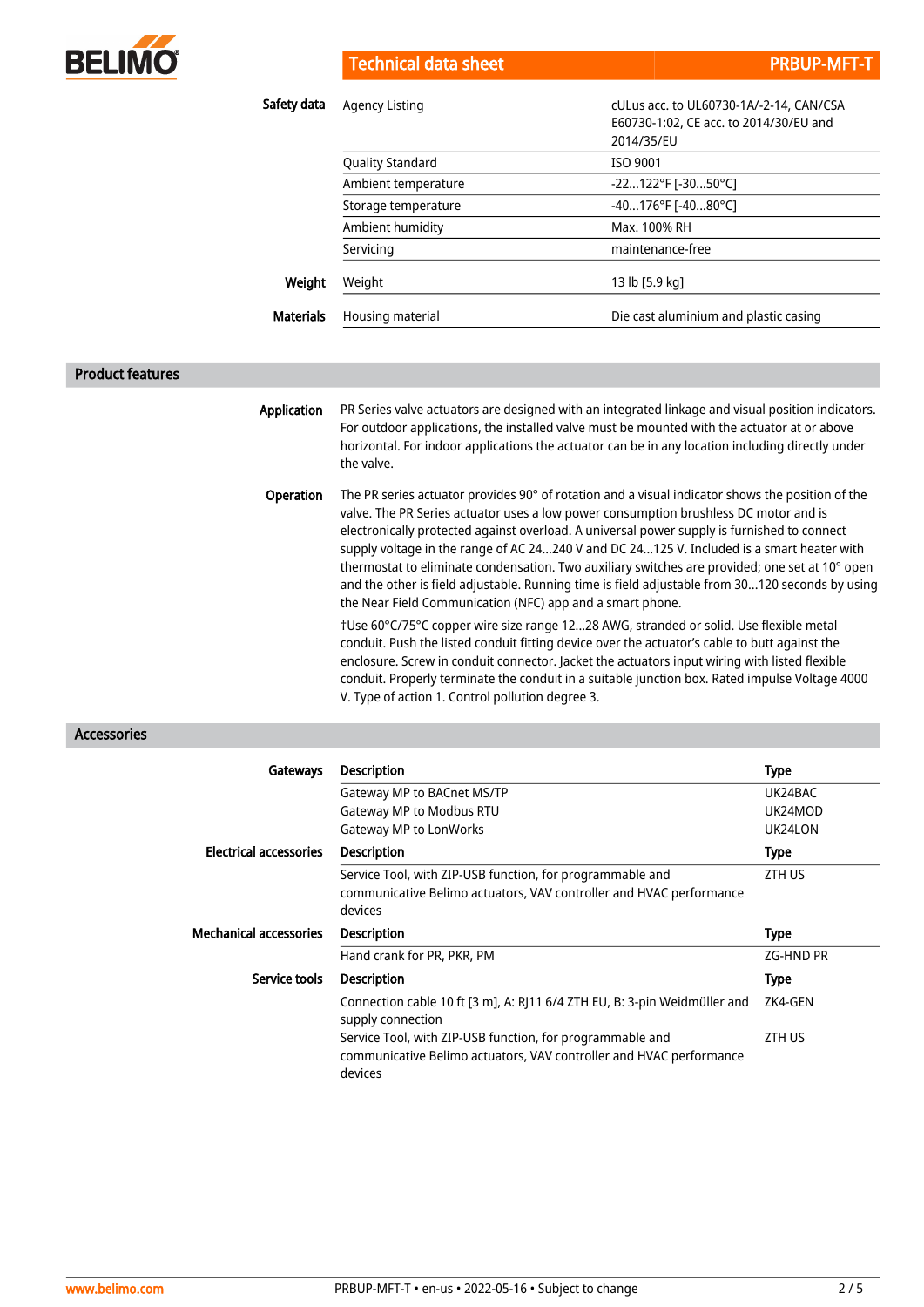| | | |
|---|---|---|
| **Safety data** | Agency Listing | cULus acc. to UL60730-1A/-2-14, CAN/CSA E60730-1:02, CE acc. to 2014/30/EU and 2014/35/EU |
| | Quality Standard | ISO 9001 |
| | Ambient temperature | -22...122°F [-30...50°C] |
| | Storage temperature | -40...176°F [-40...80°C] |
| | Ambient humidity | Max. 100% RH |
| | Servicing | maintenance-free |
| **Weight** | Weight | 13 lb [5.9 kg] |
| **Materials** | Housing material | Die cast aluminium and plastic casing |

## Product features

**Application**

PR Series valve actuators are designed with an integrated linkage and visual position indicators. For outdoor applications, the installed valve must be mounted with the actuator at or above horizontal. For indoor applications the actuator can be in any location including directly under the valve.

**Operation**

The PR series actuator provides 90° of rotation and a visual indicator shows the position of the valve. The PR Series actuator uses a low power consumption brushless DC motor and is electronically protected against overload. A universal power supply is furnished to connect supply voltage in the range of AC 24...240 V and DC 24...125 V. Included is a smart heater with thermostat to eliminate condensation. Two auxiliary switches are provided; one set at 10° open and the other is field adjustable. Running time is field adjustable from 30...120 seconds by using the Near Field Communication (NFC) app and a smart phone.

†Use 60°C/75°C copper wire size range 12...28 AWG, stranded or solid. Use flexible metal conduit. Push the listed conduit fitting device over the actuator's cable to butt against the enclosure. Screw in conduit connector. Jacket the actuators input wiring with listed flexible conduit. Properly terminate the conduit in a suitable junction box. Rated impulse Voltage 4000 V. Type of action 1. Control pollution degree 3.

## Accessories

| | Description | Type |
|---|---|---|
| **Gateways** | Gateway MP to BACnet MS/TP | UK24BAC |
| | Gateway MP to Modbus RTU | UK24MOD |
| | Gateway MP to LonWorks | UK24LON |

| | Description | Type |
|---|---|---|
| **Electrical accessories** | Service Tool, with ZIP-USB function, for programmable and communicative Belimo actuators, VAV controller and HVAC performance devices | ZTH US |

| | Description | Type |
|---|---|---|
| **Mechanical accessories** | Hand crank for PR, PKR, PM | ZG-HND PR |

| | Description | Type |
|---|---|---|
| **Service tools** | Connection cable 10 ft [3 m], A: RJ11 6/4 ZTH EU, B: 3-pin Weidmüller and supply connection | ZK4-GEN |
| | Service Tool, with ZIP-USB function, for programmable and communicative Belimo actuators, VAV controller and HVAC performance devices | ZTH US |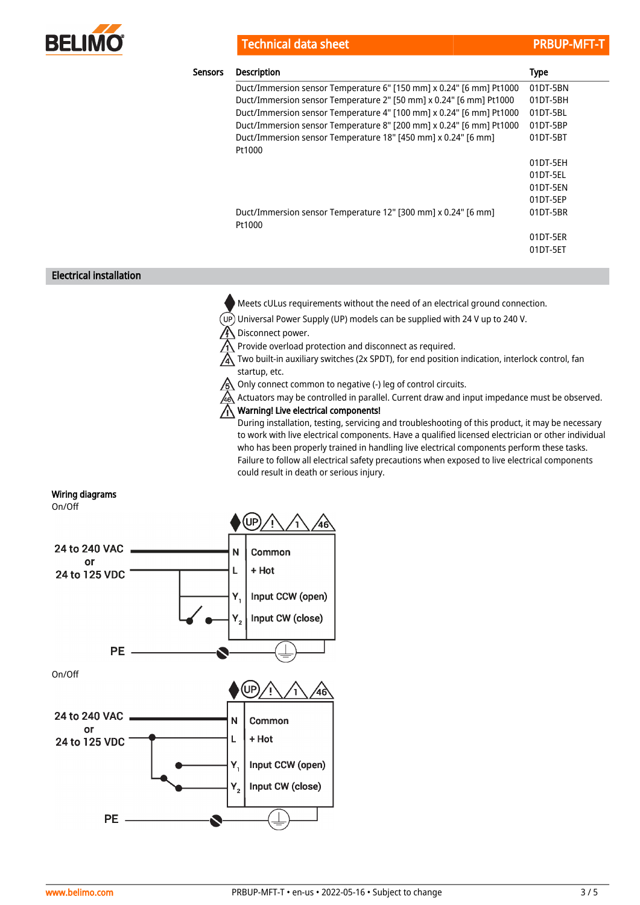## Sensors

| Description | Type |
|---|---|
| Duct/Immersion sensor Temperature 6" [150 mm] x 0.24" [6 mm] Pt1000 | 01DT-5BN |
| Duct/Immersion sensor Temperature 2" [50 mm] x 0.24" [6 mm] Pt1000 | 01DT-5BH |
| Duct/Immersion sensor Temperature 4" [100 mm] x 0.24" [6 mm] Pt1000 | 01DT-5BL |
| Duct/Immersion sensor Temperature 8" [200 mm] x 0.24" [6 mm] Pt1000 | 01DT-5BP |
| Duct/Immersion sensor Temperature 18" [450 mm] x 0.24" [6 mm] Pt1000 | 01DT-5BT |
| | 01DT-5EH |
| | 01DT-5EL |
| | 01DT-5EN |
| | 01DT-5EP |
| Duct/Immersion sensor Temperature 12" [300 mm] x 0.24" [6 mm] Pt1000 | 01DT-5BR |
| | 01DT-5ER |
| | 01DT-5ET |

## Electrical installation

Meets cULus requirements without the need of an electrical ground connection.

Universal Power Supply (UP) models can be supplied with 24 V up to 240 V.

Disconnect power.

Provide overload protection and disconnect as required.

Two built-in auxiliary switches (2x SPDT), for end position indication, interlock control, fan startup, etc.

Only connect common to negative (-) leg of control circuits.

Actuators may be controlled in parallel. Current draw and input impedance must be observed.

**Warning! Live electrical components!**

During installation, testing, servicing and troubleshooting of this product, it may be necessary to work with live electrical components. Have a qualified licensed electrician or other individual who has been properly trained in handling live electrical components perform these tasks. Failure to follow all electrical safety precautions when exposed to live electrical components could result in death or serious injury.

### Wiring diagrams

On/Off

UP ! 1 46

24 to 240 VAC
or
24 to 125 VDC

N Common
L + Hot
$Y_1$ Input CCW (open)
$Y_2$ Input CW (close)
PE

On/Off

UP ! 1 46

24 to 240 VAC
or
24 to 125 VDC

N Common
L + Hot
$Y_1$ Input CCW (open)
$Y_2$ Input CW (close)
PE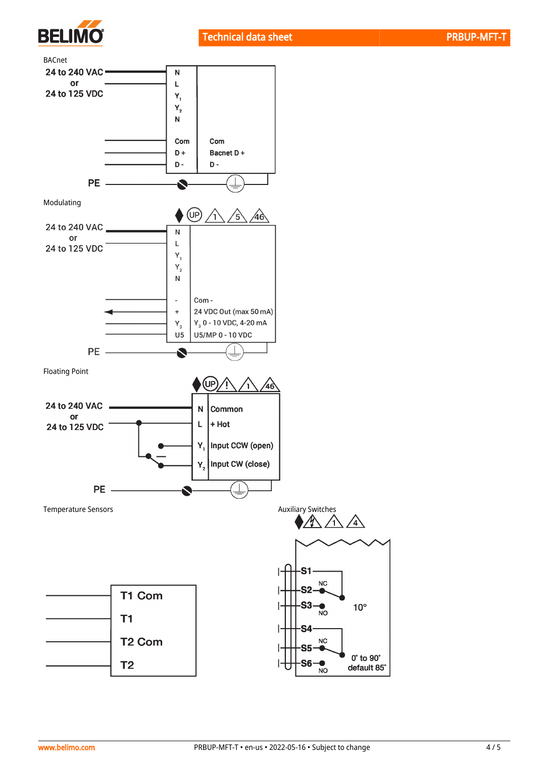BACnet

24 to 240 VAC
or
24 to 125 VDC

N
L
$Y_1$
$Y_2$
N

Com — Com
D + — Bacnet D +
D - — D -

PE

Modulating

UP 1 5 46

24 to 240 VAC
or
24 to 125 VDC

N
L
$Y_1$
$Y_2$
N

- — Com -
+ — 24 VDC Out (max 50 mA)
$Y_3$ — $Y_3$ 0 - 10 VDC, 4-20 mA
U5 — U5/MP 0 - 10 VDC

PE

Floating Point

UP ! 1 46

24 to 240 VAC
or
24 to 125 VDC

N — Common
L — + Hot
$Y_1$ — Input CCW (open)
$Y_2$ — Input CW (close)

PE

Temperature Sensors

T1 Com
T1
T2 Com
T2

Auxiliary Switches

1 4

S1
S2 NC
S3 NO
10°
S4
S5 NC
S6 NO
0° to 90°
default 85°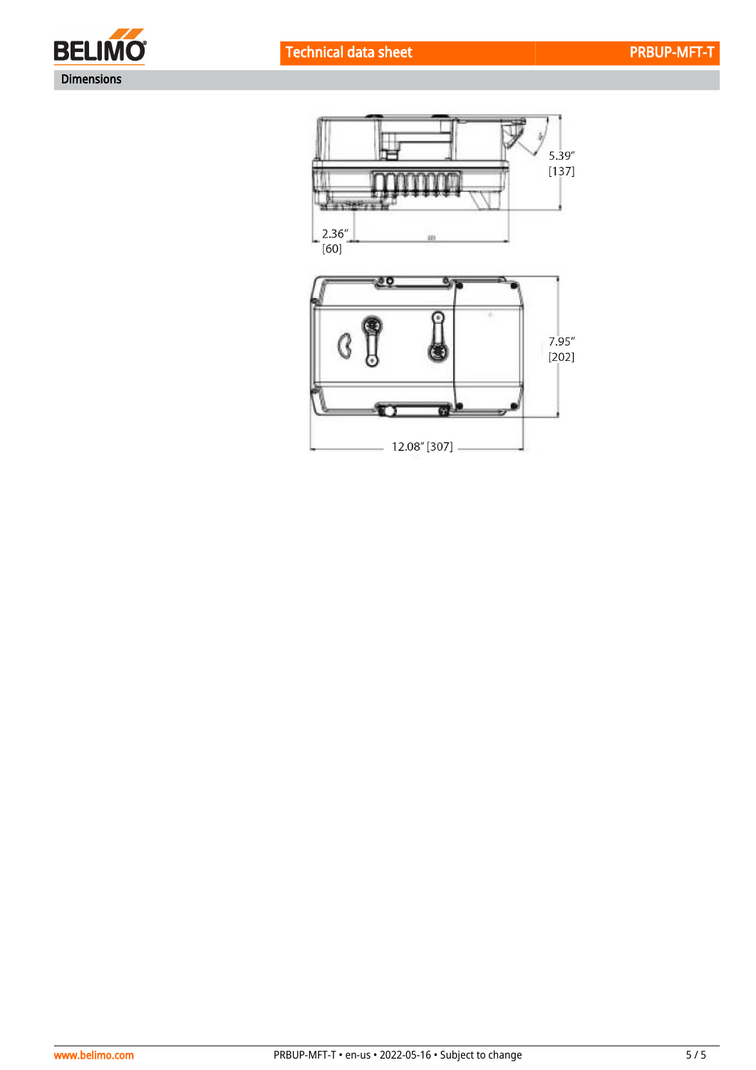## Dimensions

5.39″
[137]

2.36″
[60]

7.95″
[202]

12.08″ [307]